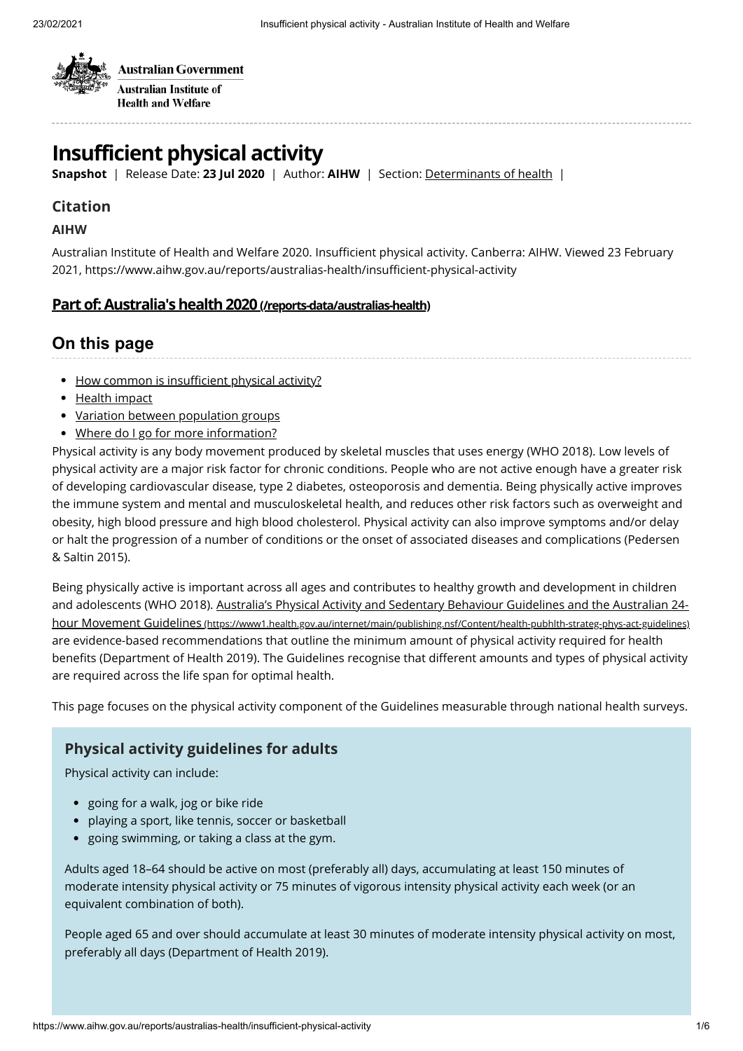Australian Government
Australian Institute of Health and Welfare

# Insufficient physical activity

**Snapshot** | Release Date: **23 Jul 2020** | Author: **AIHW** | Section: Determinants of health |

## Citation

**AIHW**

Australian Institute of Health and Welfare 2020. Insufficient physical activity. Canberra: AIHW. Viewed 23 February 2021, https://www.aihw.gov.au/reports/australias-health/insufficient-physical-activity

**Part of: Australia's health 2020 (/reports-data/australias-health)**

## On this page

- How common is insufficient physical activity?
- Health impact
- Variation between population groups
- Where do I go for more information?

Physical activity is any body movement produced by skeletal muscles that uses energy (WHO 2018). Low levels of physical activity are a major risk factor for chronic conditions. People who are not active enough have a greater risk of developing cardiovascular disease, type 2 diabetes, osteoporosis and dementia. Being physically active improves the immune system and mental and musculoskeletal health, and reduces other risk factors such as overweight and obesity, high blood pressure and high blood cholesterol. Physical activity can also improve symptoms and/or delay or halt the progression of a number of conditions or the onset of associated diseases and complications (Pedersen & Saltin 2015).

Being physically active is important across all ages and contributes to healthy growth and development in children and adolescents (WHO 2018). Australia's Physical Activity and Sedentary Behaviour Guidelines and the Australian 24-hour Movement Guidelines (https://www1.health.gov.au/internet/main/publishing.nsf/Content/health-pubhlth-strateg-phys-act-guidelines) are evidence-based recommendations that outline the minimum amount of physical activity required for health benefits (Department of Health 2019). The Guidelines recognise that different amounts and types of physical activity are required across the life span for optimal health.

This page focuses on the physical activity component of the Guidelines measurable through national health surveys.

### Physical activity guidelines for adults

Physical activity can include:

- going for a walk, jog or bike ride
- playing a sport, like tennis, soccer or basketball
- going swimming, or taking a class at the gym.

Adults aged 18–64 should be active on most (preferably all) days, accumulating at least 150 minutes of moderate intensity physical activity or 75 minutes of vigorous intensity physical activity each week (or an equivalent combination of both).

People aged 65 and over should accumulate at least 30 minutes of moderate intensity physical activity on most, preferably all days (Department of Health 2019).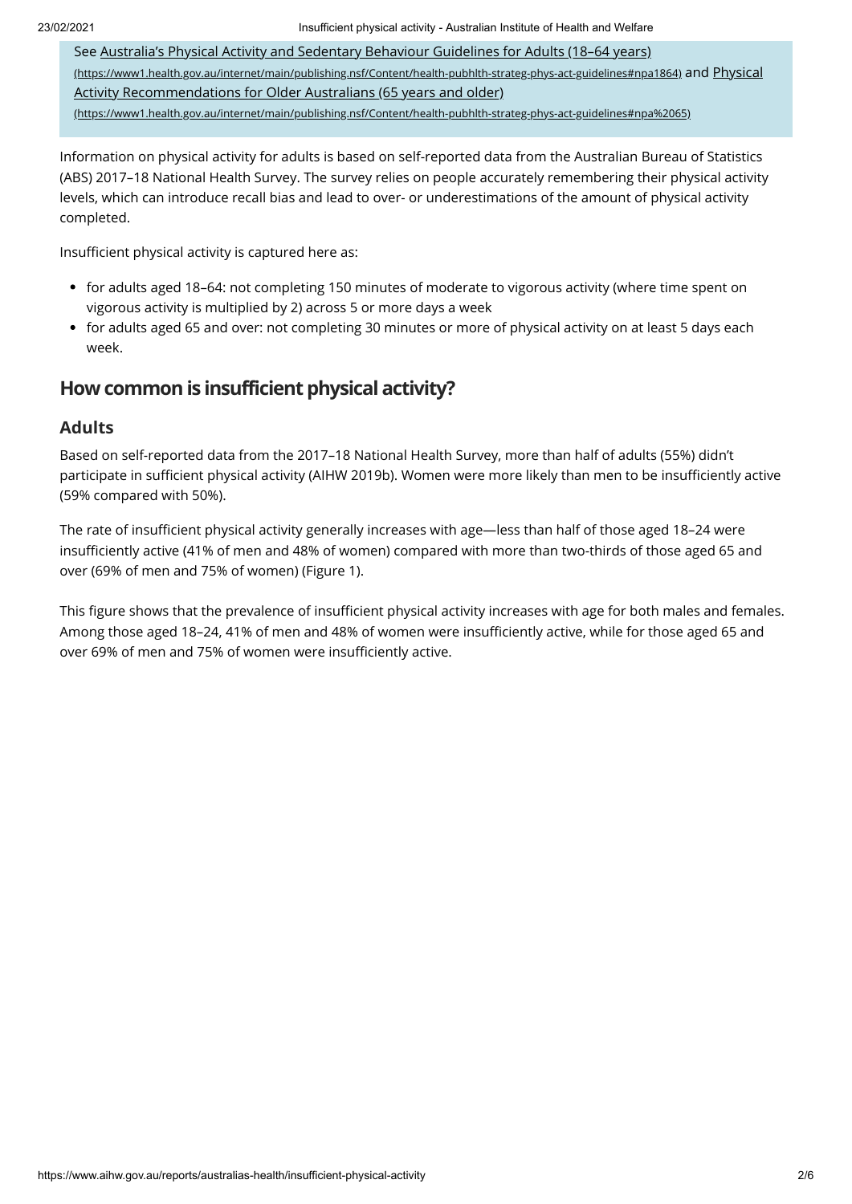See Australia's Physical Activity and Sedentary Behaviour Guidelines for Adults (18–64 years) (https://www1.health.gov.au/internet/main/publishing.nsf/Content/health-pubhlth-strateg-phys-act-guidelines#npa1864) and Physical Activity Recommendations for Older Australians (65 years and older) (https://www1.health.gov.au/internet/main/publishing.nsf/Content/health-pubhlth-strateg-phys-act-guidelines#npa%2065)

Information on physical activity for adults is based on self-reported data from the Australian Bureau of Statistics (ABS) 2017–18 National Health Survey. The survey relies on people accurately remembering their physical activity levels, which can introduce recall bias and lead to over- or underestimations of the amount of physical activity completed.

Insufficient physical activity is captured here as:

- for adults aged 18–64: not completing 150 minutes of moderate to vigorous activity (where time spent on vigorous activity is multiplied by 2) across 5 or more days a week
- for adults aged 65 and over: not completing 30 minutes or more of physical activity on at least 5 days each week.

## How common is insufficient physical activity?

### Adults

Based on self-reported data from the 2017–18 National Health Survey, more than half of adults (55%) didn't participate in sufficient physical activity (AIHW 2019b). Women were more likely than men to be insufficiently active (59% compared with 50%).

The rate of insufficient physical activity generally increases with age—less than half of those aged 18–24 were insufficiently active (41% of men and 48% of women) compared with more than two-thirds of those aged 65 and over (69% of men and 75% of women) (Figure 1).

This figure shows that the prevalence of insufficient physical activity increases with age for both males and females. Among those aged 18–24, 41% of men and 48% of women were insufficiently active, while for those aged 65 and over 69% of men and 75% of women were insufficiently active.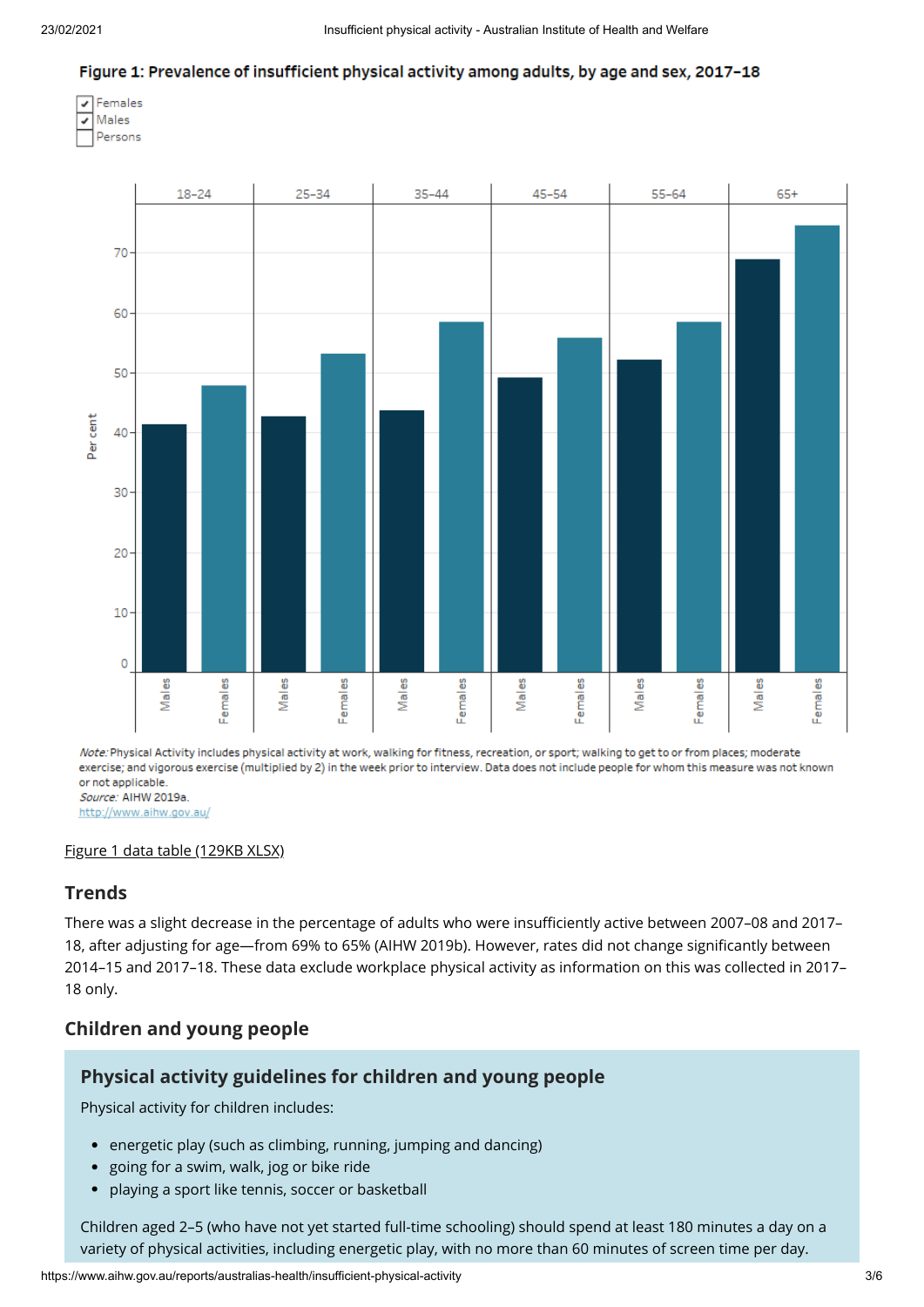**Figure 1: Prevalence of insufficient physical activity among adults, by age and sex, 2017–18**

Females
Males
Persons

18–24
25–34
35–44
45–54
55–64
65+

70
60
50
40
30
20
10
0

Per cent

Males
Females

*Note:* Physical Activity includes physical activity at work, walking for fitness, recreation, or sport; walking to get to or from places; moderate exercise; and vigorous exercise (multiplied by 2) in the week prior to interview. Data does not include people for whom this measure was not known or not applicable.
*Source:* AIHW 2019a.
http://www.aihw.gov.au/

Figure 1 data table (129KB XLSX)

## Trends

There was a slight decrease in the percentage of adults who were insufficiently active between 2007–08 and 2017–18, after adjusting for age—from 69% to 65% (AIHW 2019b). However, rates did not change significantly between 2014–15 and 2017–18. These data exclude workplace physical activity as information on this was collected in 2017–18 only.

## Children and young people

### Physical activity guidelines for children and young people

Physical activity for children includes:

- energetic play (such as climbing, running, jumping and dancing)
- going for a swim, walk, jog or bike ride
- playing a sport like tennis, soccer or basketball

Children aged 2–5 (who have not yet started full-time schooling) should spend at least 180 minutes a day on a variety of physical activities, including energetic play, with no more than 60 minutes of screen time per day.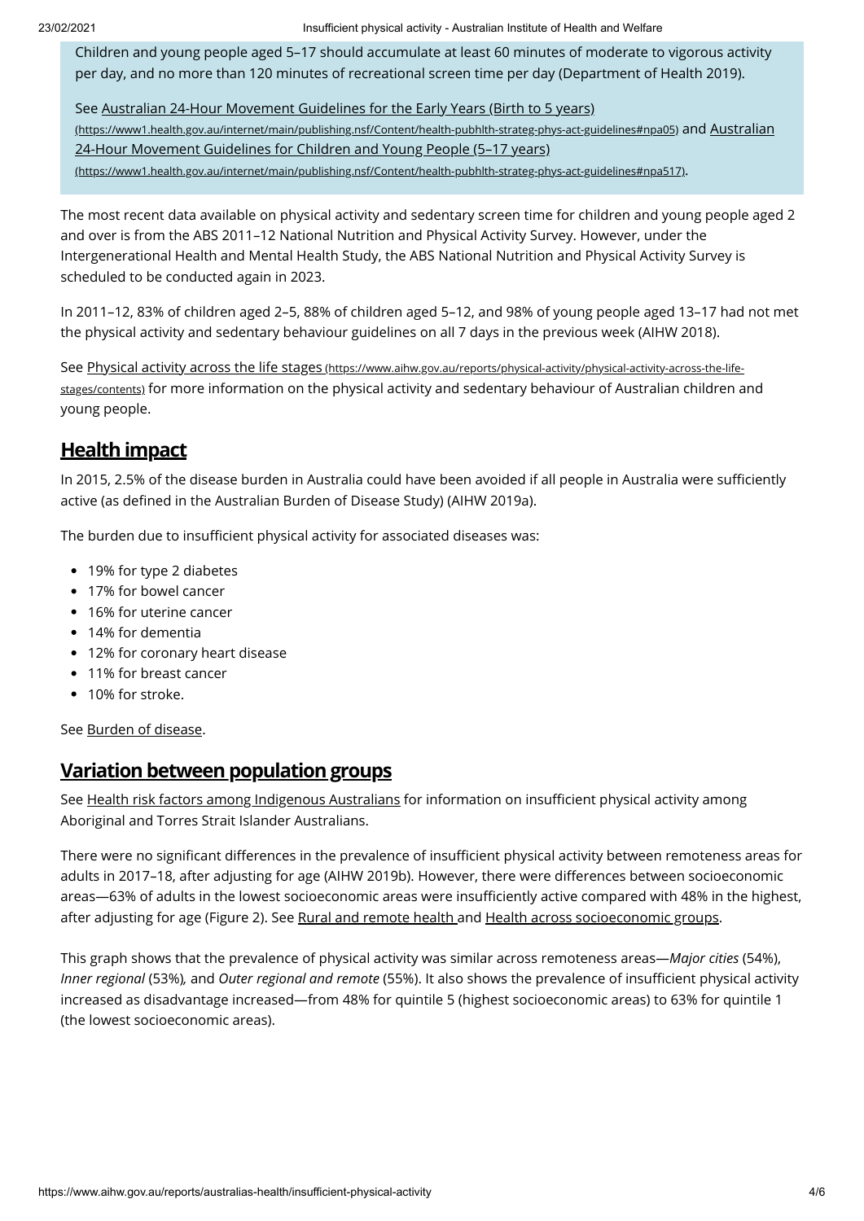Children and young people aged 5–17 should accumulate at least 60 minutes of moderate to vigorous activity per day, and no more than 120 minutes of recreational screen time per day (Department of Health 2019).

See [Australian 24-Hour Movement Guidelines for the Early Years (Birth to 5 years) (https://www1.health.gov.au/internet/main/publishing.nsf/Content/health-pubhlth-strateg-phys-act-guidelines#npa05)](https://www1.health.gov.au/internet/main/publishing.nsf/Content/health-pubhlth-strateg-phys-act-guidelines#npa05) and [Australian 24-Hour Movement Guidelines for Children and Young People (5–17 years) (https://www1.health.gov.au/internet/main/publishing.nsf/Content/health-pubhlth-strateg-phys-act-guidelines#npa517)](https://www1.health.gov.au/internet/main/publishing.nsf/Content/health-pubhlth-strateg-phys-act-guidelines#npa517).

The most recent data available on physical activity and sedentary screen time for children and young people aged 2 and over is from the ABS 2011–12 National Nutrition and Physical Activity Survey. However, under the Intergenerational Health and Mental Health Study, the ABS National Nutrition and Physical Activity Survey is scheduled to be conducted again in 2023.

In 2011–12, 83% of children aged 2–5, 88% of children aged 5–12, and 98% of young people aged 13–17 had not met the physical activity and sedentary behaviour guidelines on all 7 days in the previous week (AIHW 2018).

See [Physical activity across the life stages (https://www.aihw.gov.au/reports/physical-activity/physical-activity-across-the-life-stages/contents)](https://www.aihw.gov.au/reports/physical-activity/physical-activity-across-the-life-stages/contents) for more information on the physical activity and sedentary behaviour of Australian children and young people.

## Health impact

In 2015, 2.5% of the disease burden in Australia could have been avoided if all people in Australia were sufficiently active (as defined in the Australian Burden of Disease Study) (AIHW 2019a).

The burden due to insufficient physical activity for associated diseases was:

- 19% for type 2 diabetes
- 17% for bowel cancer
- 16% for uterine cancer
- 14% for dementia
- 12% for coronary heart disease
- 11% for breast cancer
- 10% for stroke.

See Burden of disease.

## Variation between population groups

See Health risk factors among Indigenous Australians for information on insufficient physical activity among Aboriginal and Torres Strait Islander Australians.

There were no significant differences in the prevalence of insufficient physical activity between remoteness areas for adults in 2017–18, after adjusting for age (AIHW 2019b). However, there were differences between socioeconomic areas—63% of adults in the lowest socioeconomic areas were insufficiently active compared with 48% in the highest, after adjusting for age (Figure 2). See Rural and remote health and Health across socioeconomic groups.

This graph shows that the prevalence of physical activity was similar across remoteness areas—*Major cities* (54%), *Inner regional* (53%), and *Outer regional and remote* (55%). It also shows the prevalence of insufficient physical activity increased as disadvantage increased—from 48% for quintile 5 (highest socioeconomic areas) to 63% for quintile 1 (the lowest socioeconomic areas).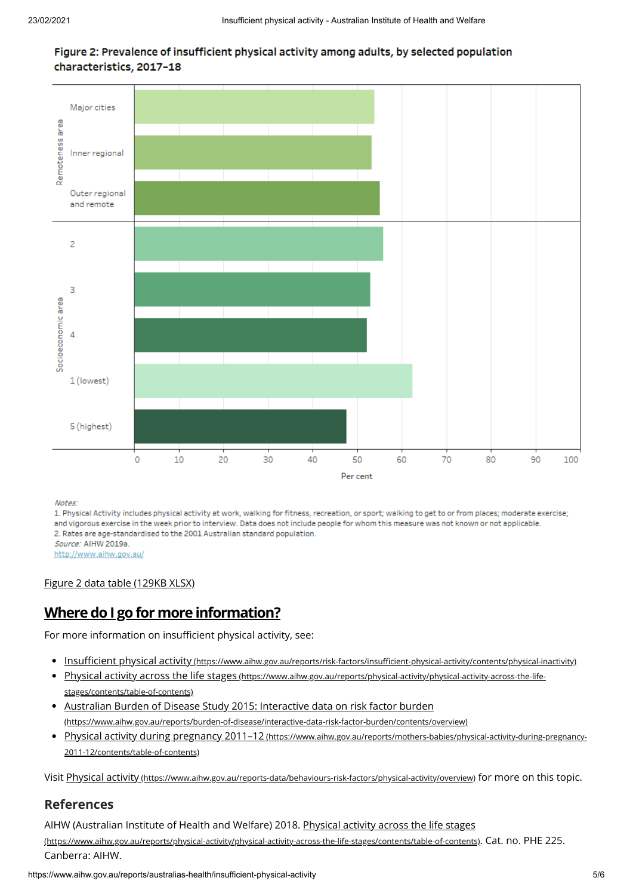**Figure 2: Prevalence of insufficient physical activity among adults, by selected population characteristics, 2017–18**

Remoteness area

Major cities

Inner regional

Outer regional and remote

Socioeconomic area

2

3

4

1 (lowest)

5 (highest)

0 10 20 30 40 50 60 70 80 90 100

Per cent

*Notes:*

1. Physical Activity includes physical activity at work, walking for fitness, recreation, or sport; walking to get to or from places; moderate exercise; and vigorous exercise in the week prior to interview. Data does not include people for whom this measure was not known or not applicable.
2. Rates are age-standardised to the 2001 Australian standard population.

*Source:* AIHW 2019a.

http://www.aihw.gov.au/

Figure 2 data table (129KB XLSX)

## Where do I go for more information?

For more information on insufficient physical activity, see:

- Insufficient physical activity (https://www.aihw.gov.au/reports/risk-factors/insufficient-physical-activity/contents/physical-inactivity)
- Physical activity across the life stages (https://www.aihw.gov.au/reports/physical-activity/physical-activity-across-the-life-stages/contents/table-of-contents)
- Australian Burden of Disease Study 2015: Interactive data on risk factor burden (https://www.aihw.gov.au/reports/burden-of-disease/interactive-data-risk-factor-burden/contents/overview)
- Physical activity during pregnancy 2011–12 (https://www.aihw.gov.au/reports/mothers-babies/physical-activity-during-pregnancy-2011-12/contents/table-of-contents)

Visit Physical activity (https://www.aihw.gov.au/reports-data/behaviours-risk-factors/physical-activity/overview) for more on this topic.

### References

AIHW (Australian Institute of Health and Welfare) 2018. Physical activity across the life stages (https://www.aihw.gov.au/reports/physical-activity/physical-activity-across-the-life-stages/contents/table-of-contents). Cat. no. PHE 225. Canberra: AIHW.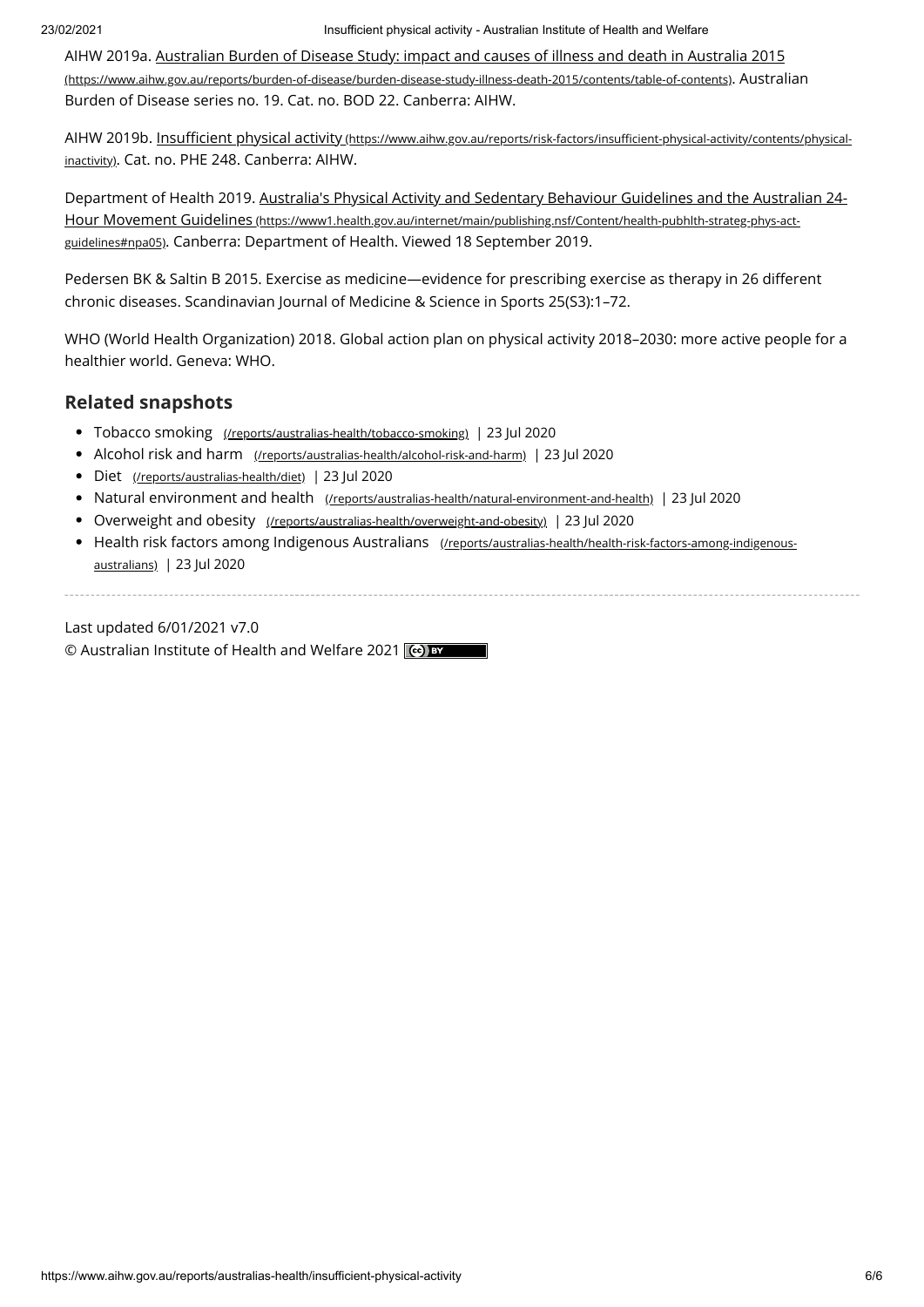AIHW 2019a. Australian Burden of Disease Study: impact and causes of illness and death in Australia 2015 (https://www.aihw.gov.au/reports/burden-of-disease/burden-disease-study-illness-death-2015/contents/table-of-contents). Australian Burden of Disease series no. 19. Cat. no. BOD 22. Canberra: AIHW.

AIHW 2019b. Insufficient physical activity (https://www.aihw.gov.au/reports/risk-factors/insufficient-physical-activity/contents/physical-inactivity). Cat. no. PHE 248. Canberra: AIHW.

Department of Health 2019. Australia's Physical Activity and Sedentary Behaviour Guidelines and the Australian 24-Hour Movement Guidelines (https://www1.health.gov.au/internet/main/publishing.nsf/Content/health-pubhlth-strateg-phys-act-guidelines#npa05). Canberra: Department of Health. Viewed 18 September 2019.

Pedersen BK & Saltin B 2015. Exercise as medicine—evidence for prescribing exercise as therapy in 26 different chronic diseases. Scandinavian Journal of Medicine & Science in Sports 25(S3):1–72.

WHO (World Health Organization) 2018. Global action plan on physical activity 2018–2030: more active people for a healthier world. Geneva: WHO.

## Related snapshots

- Tobacco smoking (/reports/australias-health/tobacco-smoking) | 23 Jul 2020
- Alcohol risk and harm (/reports/australias-health/alcohol-risk-and-harm) | 23 Jul 2020
- Diet (/reports/australias-health/diet) | 23 Jul 2020
- Natural environment and health (/reports/australias-health/natural-environment-and-health) | 23 Jul 2020
- Overweight and obesity (/reports/australias-health/overweight-and-obesity) | 23 Jul 2020
- Health risk factors among Indigenous Australians (/reports/australias-health/health-risk-factors-among-indigenous-australians) | 23 Jul 2020

---

Last updated 6/01/2021 v7.0

© Australian Institute of Health and Welfare 2021